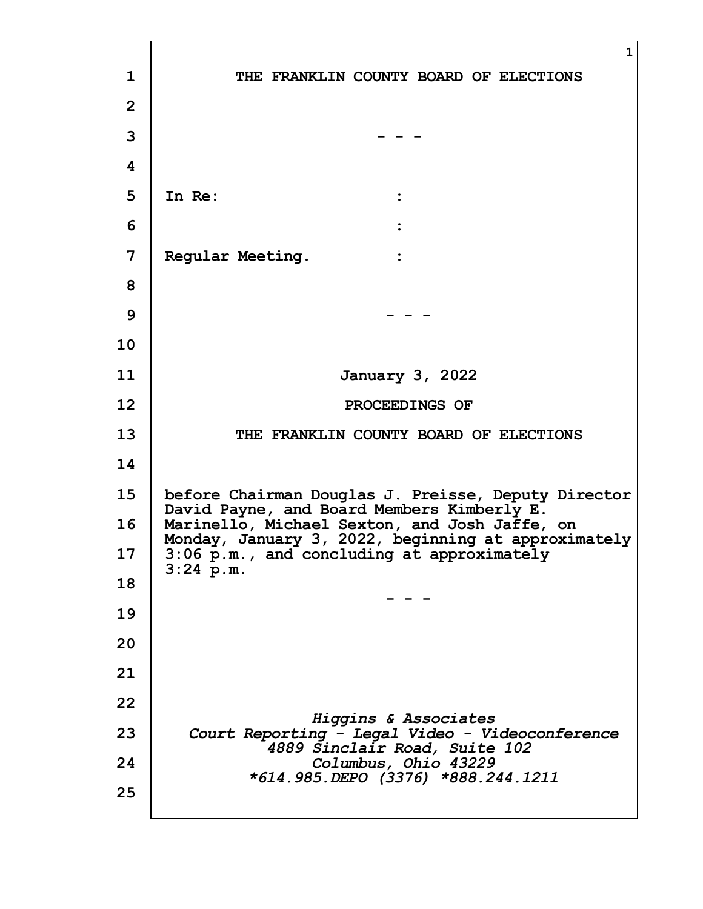THE FRANKLIN COUNTY BOARD OF ELECTIONS

- - -

In Re: :

:

Regular Meeting. :

- - -

January 3, 2022

PROCEEDINGS OF

THE FRANKLIN COUNTY BOARD OF ELECTIONS

before Chairman Douglas J. Preisse, Deputy Director David Payne, and Board Members Kimberly E. Marinello, Michael Sexton, and Josh Jaffe, on Monday, January 3, 2022, beginning at approximately 3:06 p.m., and concluding at approximately 3:24 p.m.

- - -

*Higgins & Associates*
*Court Reporting - Legal Video - Videoconference*
*4889 Sinclair Road, Suite 102*
*Columbus, Ohio 43229*
*\*614.985.DEPO (3376) \*888.244.1211*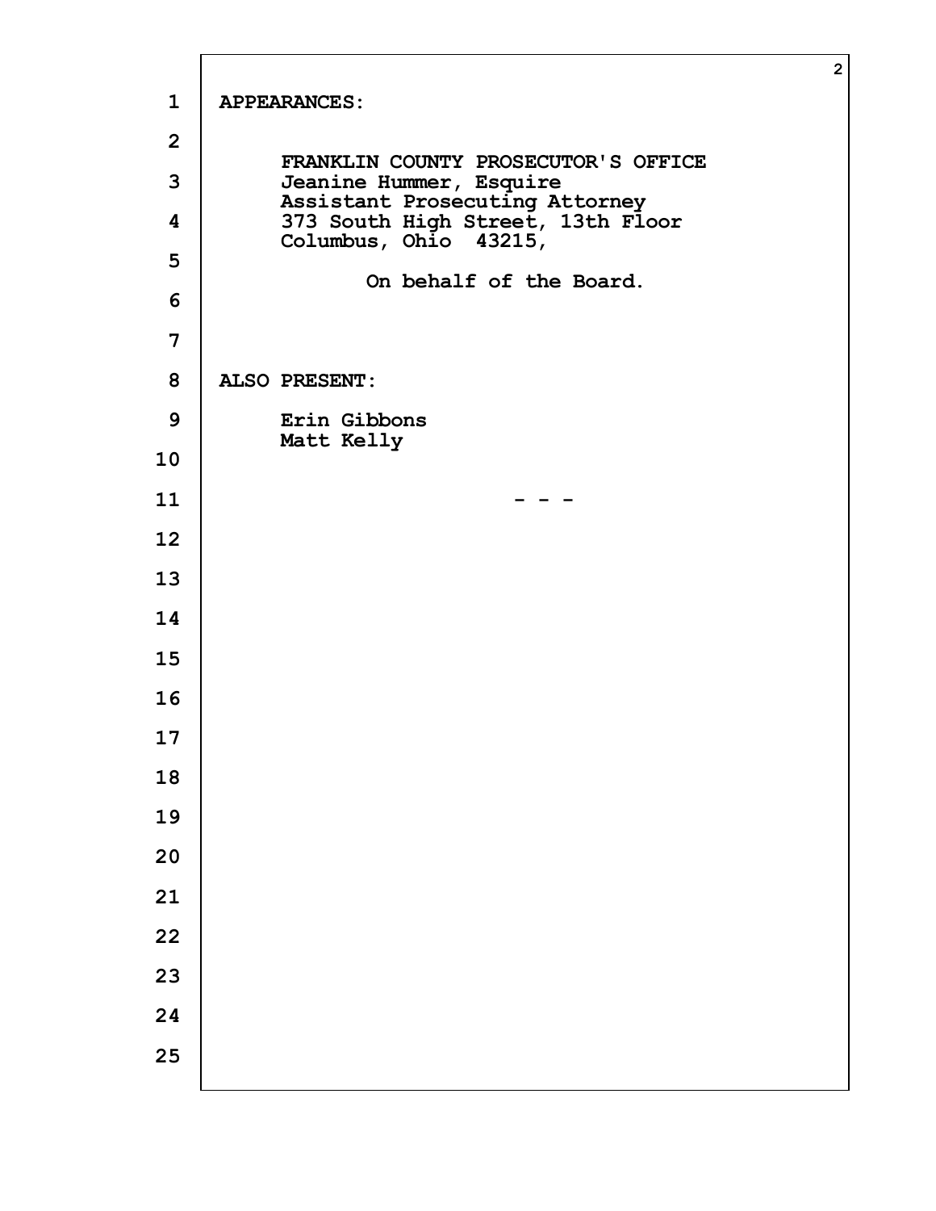**APPEARANCES:**

**FRANKLIN COUNTY PROSECUTOR'S OFFICE**
**Jeanine Hummer, Esquire**
**Assistant Prosecuting Attorney**
**373 South High Street, 13th Floor**
**Columbus, Ohio 43215,**

**On behalf of the Board.**

**ALSO PRESENT:**

**Erin Gibbons**
**Matt Kelly**

**- - -**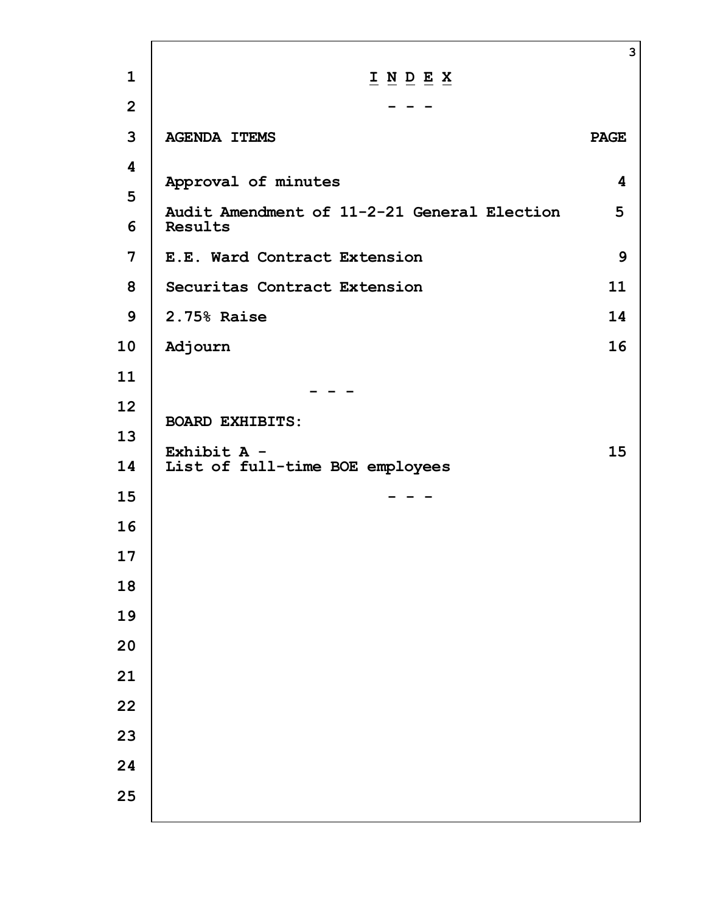# I N D E X

\- - -

| AGENDA ITEMS | PAGE |
|---|---|
| Approval of minutes | 4 |
| Audit Amendment of 11-2-21 General Election Results | 5 |
| E.E. Ward Contract Extension | 9 |
| Securitas Contract Extension | 11 |
| 2.75% Raise | 14 |
| Adjourn | 16 |

\- - -

**BOARD EXHIBITS:**

| | |
|---|---|
| Exhibit A - List of full-time BOE employees | 15 |

\- - -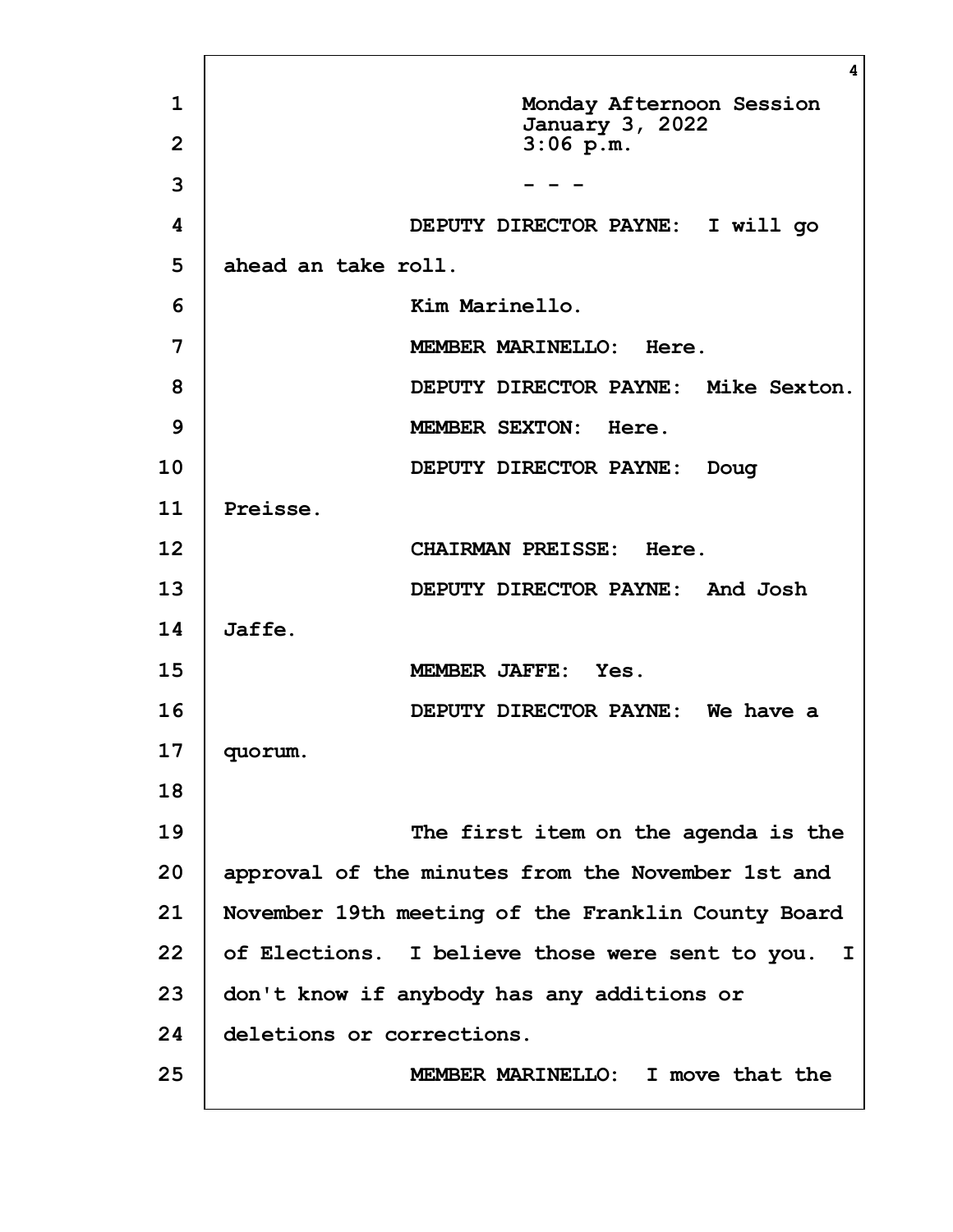Monday Afternoon Session
January 3, 2022
3:06 p.m.

\- - -

DEPUTY DIRECTOR PAYNE: I will go ahead an take roll.

Kim Marinello.

MEMBER MARINELLO: Here.

DEPUTY DIRECTOR PAYNE: Mike Sexton.

MEMBER SEXTON: Here.

DEPUTY DIRECTOR PAYNE: Doug Preisse.

CHAIRMAN PREISSE: Here.

DEPUTY DIRECTOR PAYNE: And Josh Jaffe.

MEMBER JAFFE: Yes.

DEPUTY DIRECTOR PAYNE: We have a quorum.

The first item on the agenda is the approval of the minutes from the November 1st and November 19th meeting of the Franklin County Board of Elections. I believe those were sent to you. I don't know if anybody has any additions or deletions or corrections.

MEMBER MARINELLO: I move that the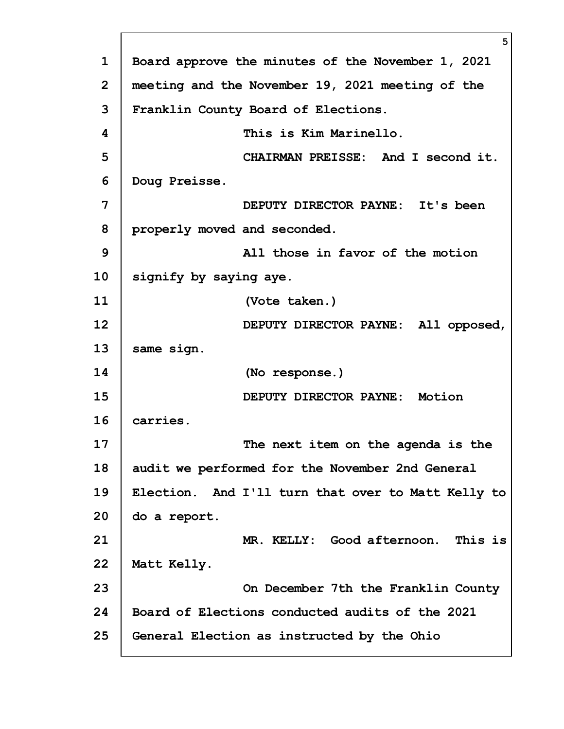Board approve the minutes of the November 1, 2021 meeting and the November 19, 2021 meeting of the Franklin County Board of Elections.

This is Kim Marinello.

CHAIRMAN PREISSE: And I second it. Doug Preisse.

DEPUTY DIRECTOR PAYNE: It's been properly moved and seconded.

All those in favor of the motion signify by saying aye.

(Vote taken.)

DEPUTY DIRECTOR PAYNE: All opposed, same sign.

(No response.)

DEPUTY DIRECTOR PAYNE: Motion carries.

The next item on the agenda is the audit we performed for the November 2nd General Election. And I'll turn that over to Matt Kelly to do a report.

MR. KELLY: Good afternoon. This is Matt Kelly.

On December 7th the Franklin County Board of Elections conducted audits of the 2021 General Election as instructed by the Ohio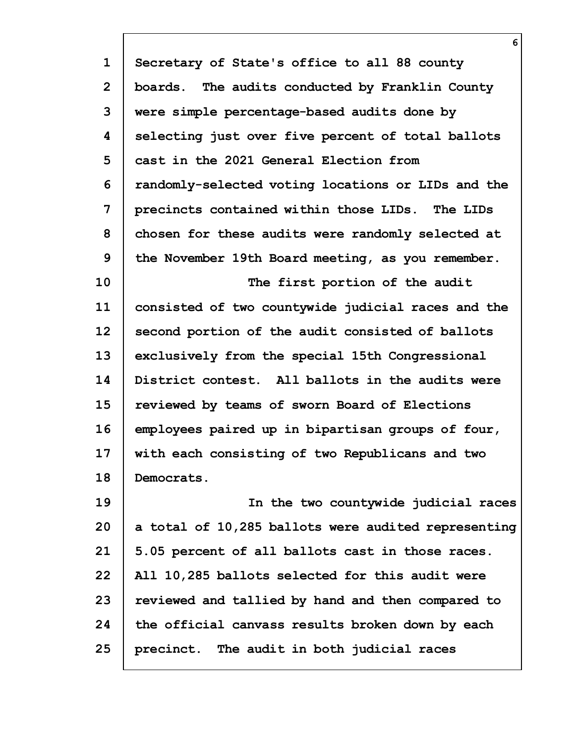Secretary of State's office to all 88 county boards. The audits conducted by Franklin County were simple percentage-based audits done by selecting just over five percent of total ballots cast in the 2021 General Election from randomly-selected voting locations or LIDs and the precincts contained within those LIDs. The LIDs chosen for these audits were randomly selected at the November 19th Board meeting, as you remember.

The first portion of the audit consisted of two countywide judicial races and the second portion of the audit consisted of ballots exclusively from the special 15th Congressional District contest. All ballots in the audits were reviewed by teams of sworn Board of Elections employees paired up in bipartisan groups of four, with each consisting of two Republicans and two Democrats.

In the two countywide judicial races a total of 10,285 ballots were audited representing 5.05 percent of all ballots cast in those races. All 10,285 ballots selected for this audit were reviewed and tallied by hand and then compared to the official canvass results broken down by each precinct. The audit in both judicial races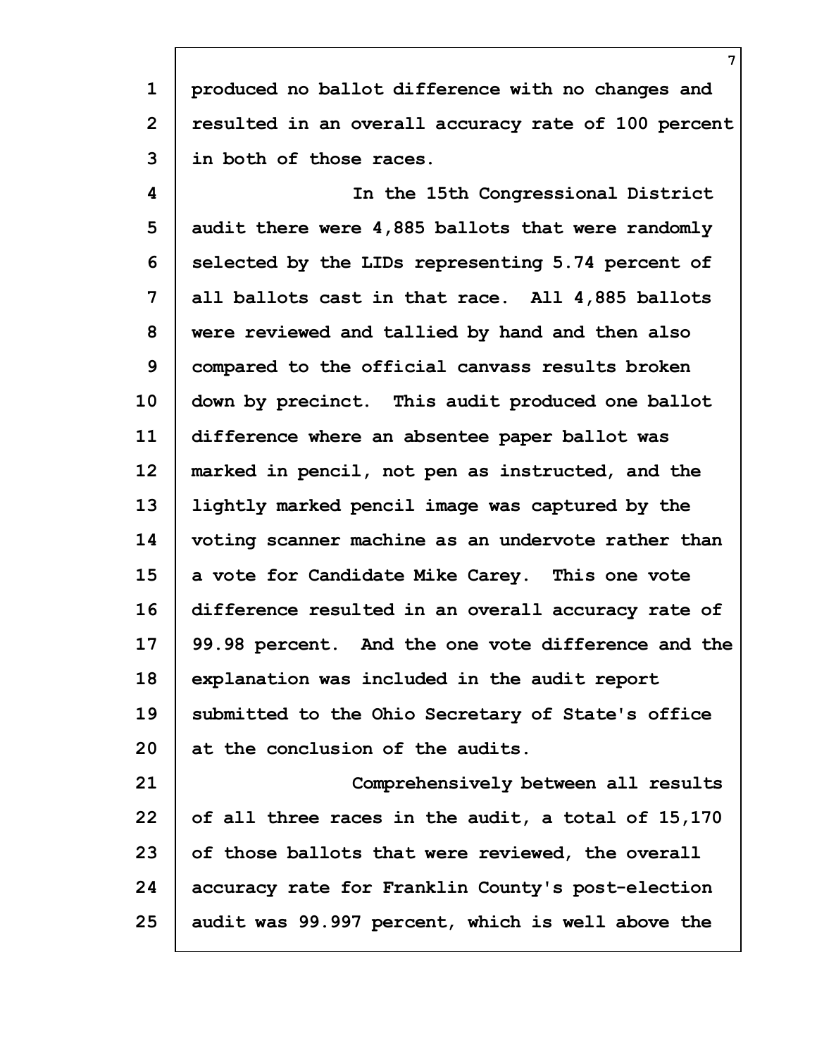produced no ballot difference with no changes and resulted in an overall accuracy rate of 100 percent in both of those races.

In the 15th Congressional District audit there were 4,885 ballots that were randomly selected by the LIDs representing 5.74 percent of all ballots cast in that race. All 4,885 ballots were reviewed and tallied by hand and then also compared to the official canvass results broken down by precinct. This audit produced one ballot difference where an absentee paper ballot was marked in pencil, not pen as instructed, and the lightly marked pencil image was captured by the voting scanner machine as an undervote rather than a vote for Candidate Mike Carey. This one vote difference resulted in an overall accuracy rate of 99.98 percent. And the one vote difference and the explanation was included in the audit report submitted to the Ohio Secretary of State's office at the conclusion of the audits.

Comprehensively between all results of all three races in the audit, a total of 15,170 of those ballots that were reviewed, the overall accuracy rate for Franklin County's post-election audit was 99.997 percent, which is well above the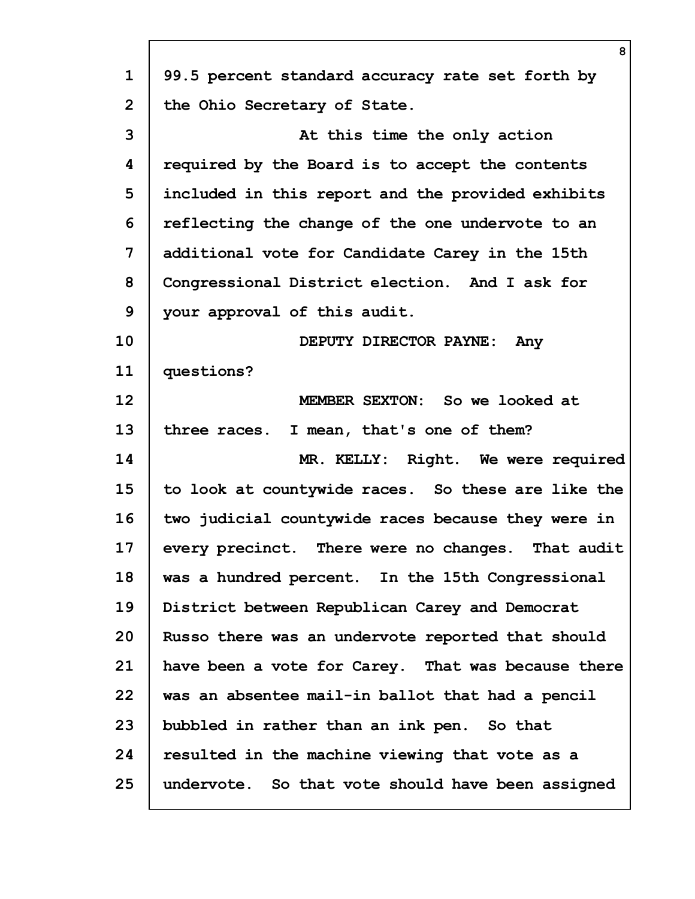99.5 percent standard accuracy rate set forth by the Ohio Secretary of State.

At this time the only action required by the Board is to accept the contents included in this report and the provided exhibits reflecting the change of the one undervote to an additional vote for Candidate Carey in the 15th Congressional District election. And I ask for your approval of this audit.

DEPUTY DIRECTOR PAYNE: Any questions?

MEMBER SEXTON: So we looked at three races. I mean, that's one of them?

MR. KELLY: Right. We were required to look at countywide races. So these are like the two judicial countywide races because they were in every precinct. There were no changes. That audit was a hundred percent. In the 15th Congressional District between Republican Carey and Democrat Russo there was an undervote reported that should have been a vote for Carey. That was because there was an absentee mail-in ballot that had a pencil bubbled in rather than an ink pen. So that resulted in the machine viewing that vote as a undervote. So that vote should have been assigned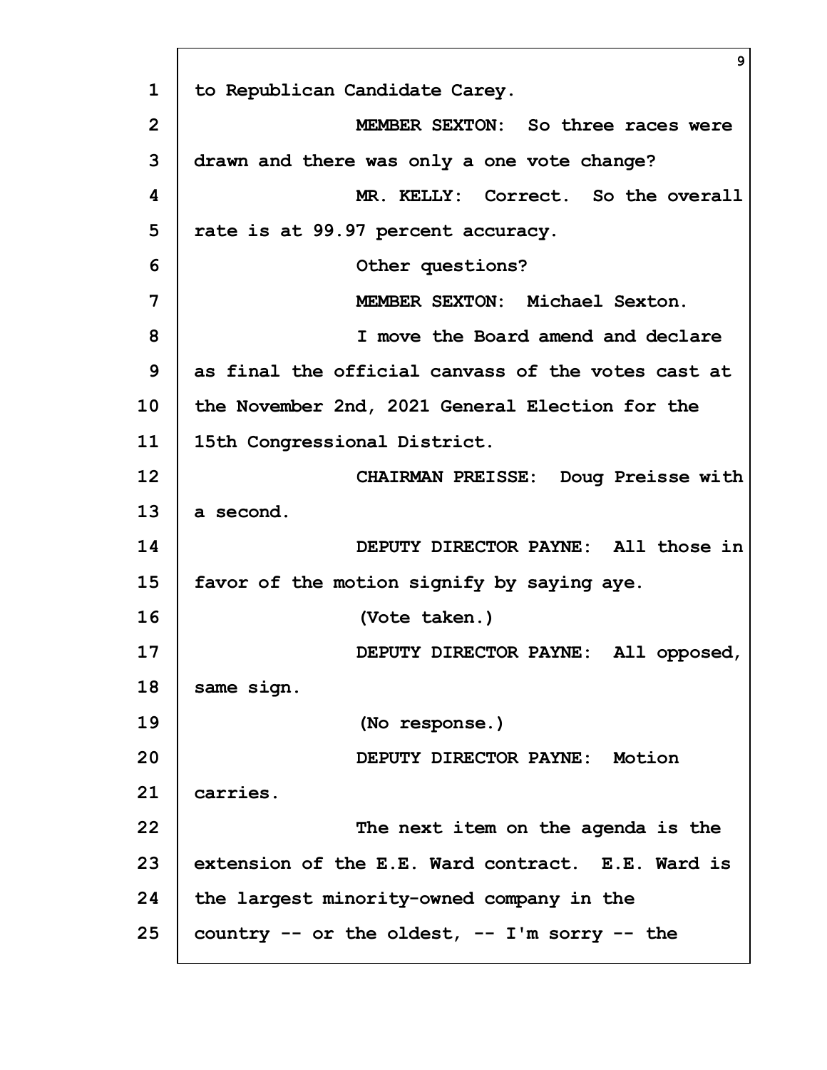to Republican Candidate Carey.

MEMBER SEXTON: So three races were drawn and there was only a one vote change?

MR. KELLY: Correct. So the overall rate is at 99.97 percent accuracy.

Other questions?

MEMBER SEXTON: Michael Sexton.

I move the Board amend and declare as final the official canvass of the votes cast at the November 2nd, 2021 General Election for the 15th Congressional District.

CHAIRMAN PREISSE: Doug Preisse with a second.

DEPUTY DIRECTOR PAYNE: All those in favor of the motion signify by saying aye.

(Vote taken.)

DEPUTY DIRECTOR PAYNE: All opposed, same sign.

(No response.)

DEPUTY DIRECTOR PAYNE: Motion carries.

The next item on the agenda is the extension of the E.E. Ward contract. E.E. Ward is the largest minority-owned company in the country -- or the oldest, -- I'm sorry -- the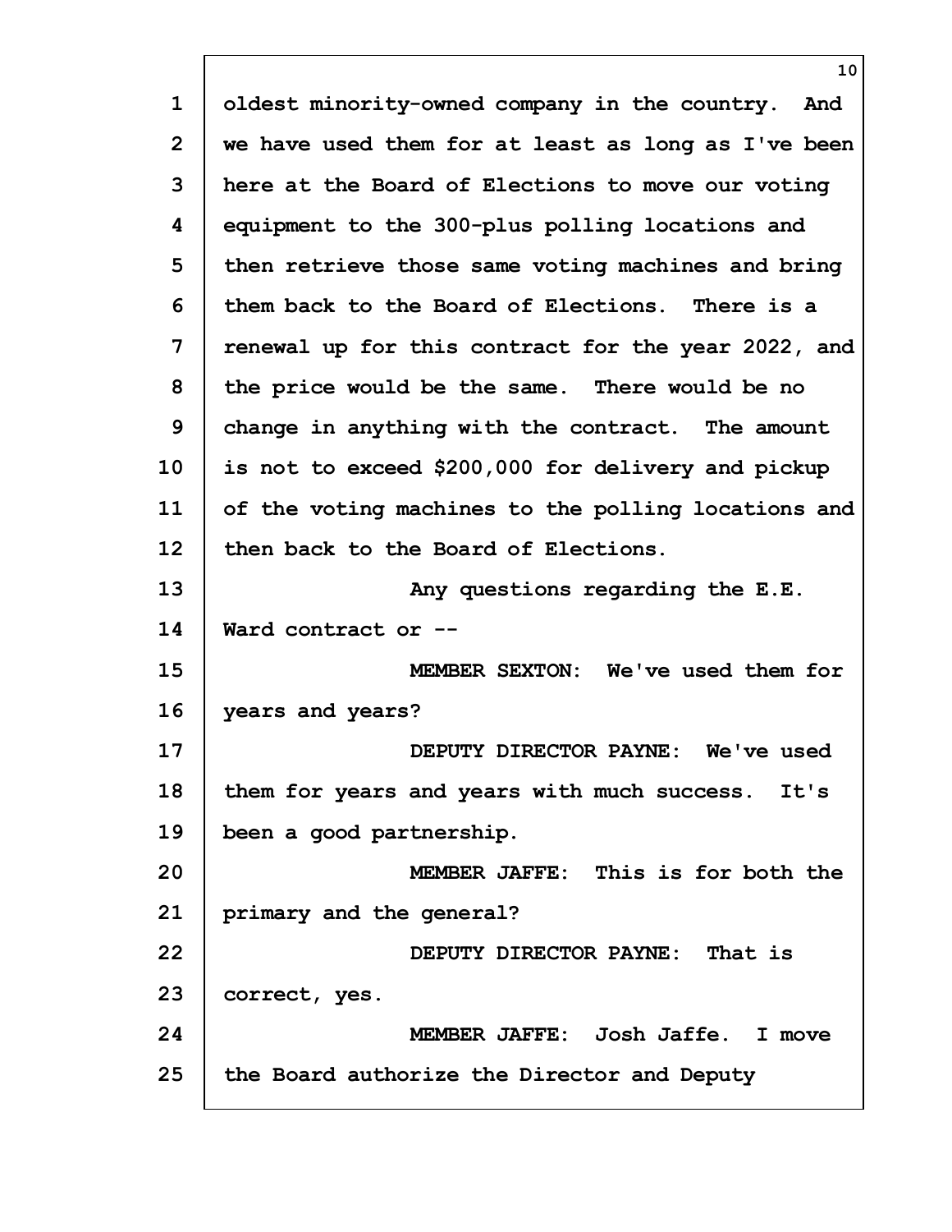oldest minority-owned company in the country. And we have used them for at least as long as I've been here at the Board of Elections to move our voting equipment to the 300-plus polling locations and then retrieve those same voting machines and bring them back to the Board of Elections. There is a renewal up for this contract for the year 2022, and the price would be the same. There would be no change in anything with the contract. The amount is not to exceed $200,000 for delivery and pickup of the voting machines to the polling locations and then back to the Board of Elections.

Any questions regarding the E.E. Ward contract or --

MEMBER SEXTON: We've used them for years and years?

DEPUTY DIRECTOR PAYNE: We've used them for years and years with much success. It's been a good partnership.

MEMBER JAFFE: This is for both the primary and the general?

DEPUTY DIRECTOR PAYNE: That is correct, yes.

MEMBER JAFFE: Josh Jaffe. I move the Board authorize the Director and Deputy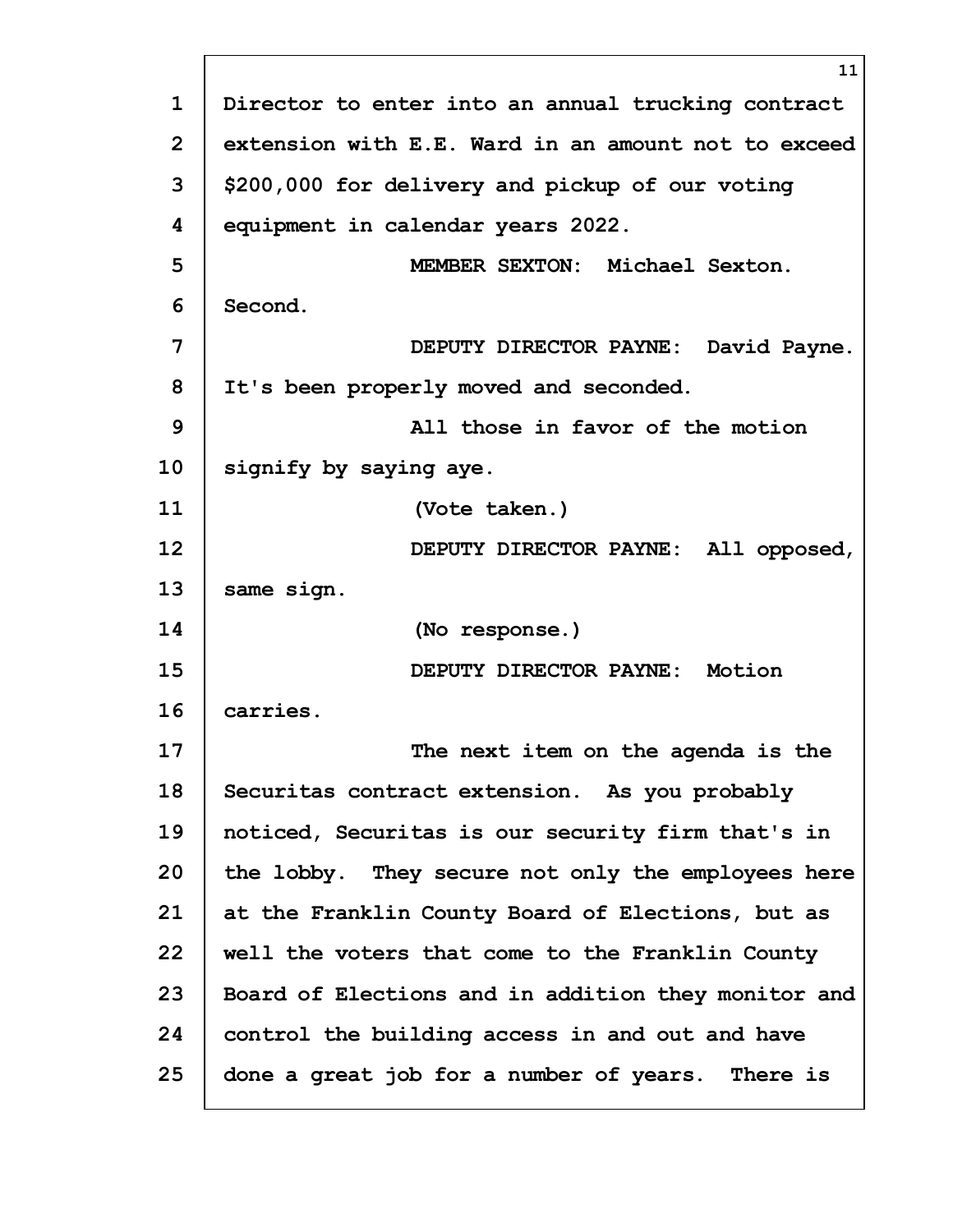Director to enter into an annual trucking contract extension with E.E. Ward in an amount not to exceed $200,000 for delivery and pickup of our voting equipment in calendar years 2022.

MEMBER SEXTON: Michael Sexton. Second.

DEPUTY DIRECTOR PAYNE: David Payne. It's been properly moved and seconded.

All those in favor of the motion signify by saying aye.

(Vote taken.)

DEPUTY DIRECTOR PAYNE: All opposed, same sign.

(No response.)

DEPUTY DIRECTOR PAYNE: Motion carries.

The next item on the agenda is the Securitas contract extension. As you probably noticed, Securitas is our security firm that's in the lobby. They secure not only the employees here at the Franklin County Board of Elections, but as well the voters that come to the Franklin County Board of Elections and in addition they monitor and control the building access in and out and have done a great job for a number of years. There is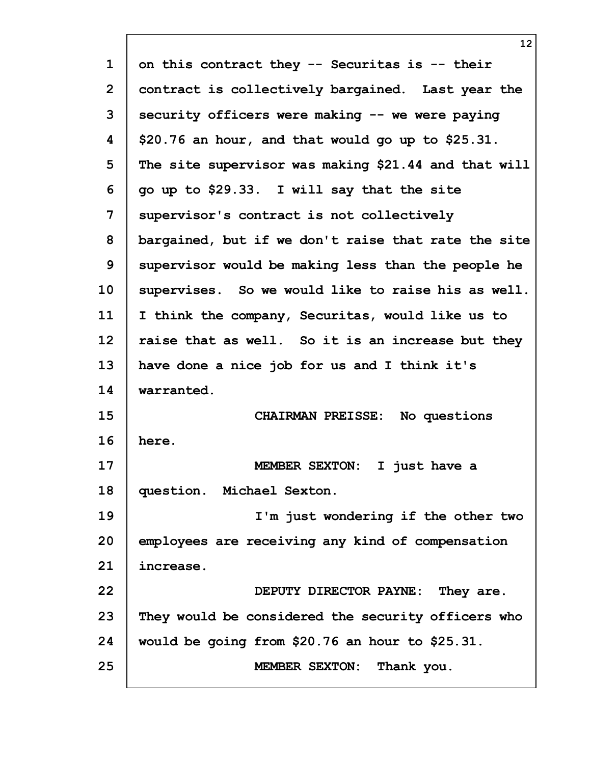on this contract they -- Securitas is -- their contract is collectively bargained. Last year the security officers were making -- we were paying $20.76 an hour, and that would go up to $25.31. The site supervisor was making $21.44 and that will go up to $29.33. I will say that the site supervisor's contract is not collectively bargained, but if we don't raise that rate the site supervisor would be making less than the people he supervises. So we would like to raise his as well. I think the company, Securitas, would like us to raise that as well. So it is an increase but they have done a nice job for us and I think it's warranted.

CHAIRMAN PREISSE: No questions here.

MEMBER SEXTON: I just have a question. Michael Sexton.

I'm just wondering if the other two employees are receiving any kind of compensation increase.

DEPUTY DIRECTOR PAYNE: They are. They would be considered the security officers who would be going from $20.76 an hour to $25.31.

MEMBER SEXTON: Thank you.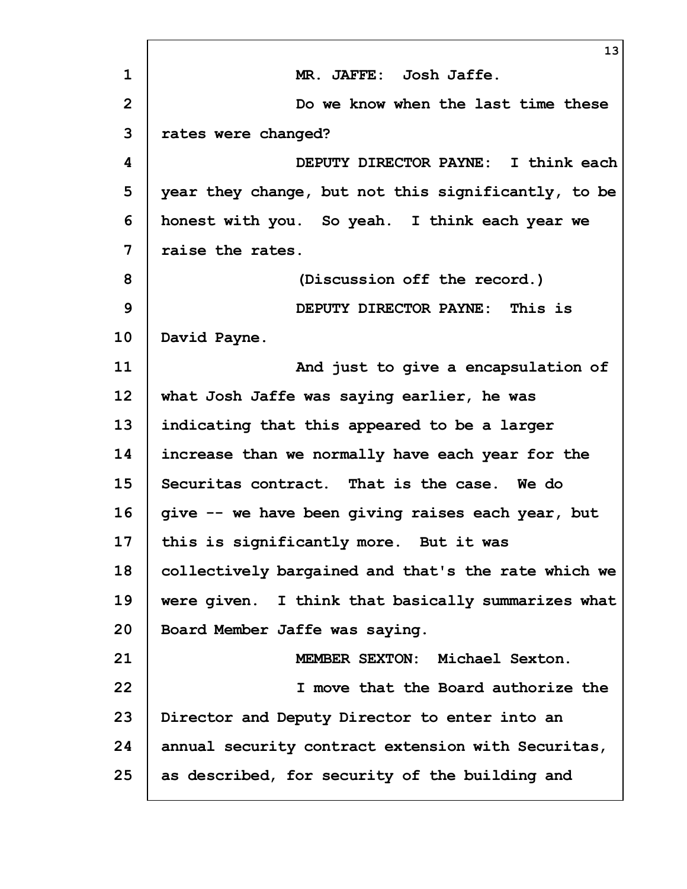MR. JAFFE: Josh Jaffe.

Do we know when the last time these rates were changed?

DEPUTY DIRECTOR PAYNE: I think each year they change, but not this significantly, to be honest with you. So yeah. I think each year we raise the rates.

(Discussion off the record.)

DEPUTY DIRECTOR PAYNE: This is David Payne.

And just to give a encapsulation of what Josh Jaffe was saying earlier, he was indicating that this appeared to be a larger increase than we normally have each year for the Securitas contract. That is the case. We do give -- we have been giving raises each year, but this is significantly more. But it was collectively bargained and that's the rate which we were given. I think that basically summarizes what Board Member Jaffe was saying.

MEMBER SEXTON: Michael Sexton.

I move that the Board authorize the Director and Deputy Director to enter into an annual security contract extension with Securitas, as described, for security of the building and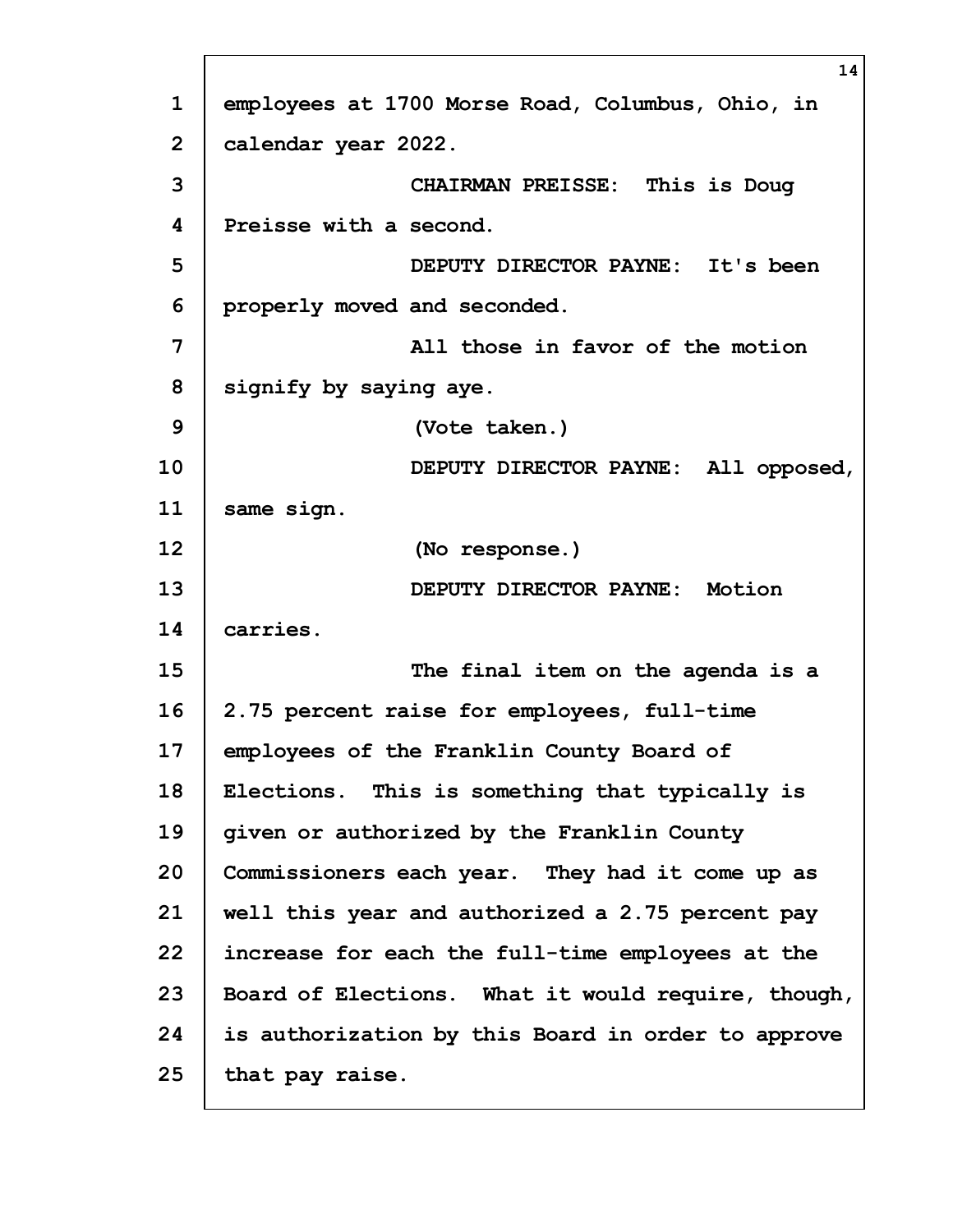employees at 1700 Morse Road, Columbus, Ohio, in calendar year 2022.

CHAIRMAN PREISSE: This is Doug Preisse with a second.

DEPUTY DIRECTOR PAYNE: It's been properly moved and seconded.

All those in favor of the motion signify by saying aye.

(Vote taken.)

DEPUTY DIRECTOR PAYNE: All opposed, same sign.

(No response.)

DEPUTY DIRECTOR PAYNE: Motion carries.

The final item on the agenda is a 2.75 percent raise for employees, full-time employees of the Franklin County Board of Elections. This is something that typically is given or authorized by the Franklin County Commissioners each year. They had it come up as well this year and authorized a 2.75 percent pay increase for each the full-time employees at the Board of Elections. What it would require, though, is authorization by this Board in order to approve that pay raise.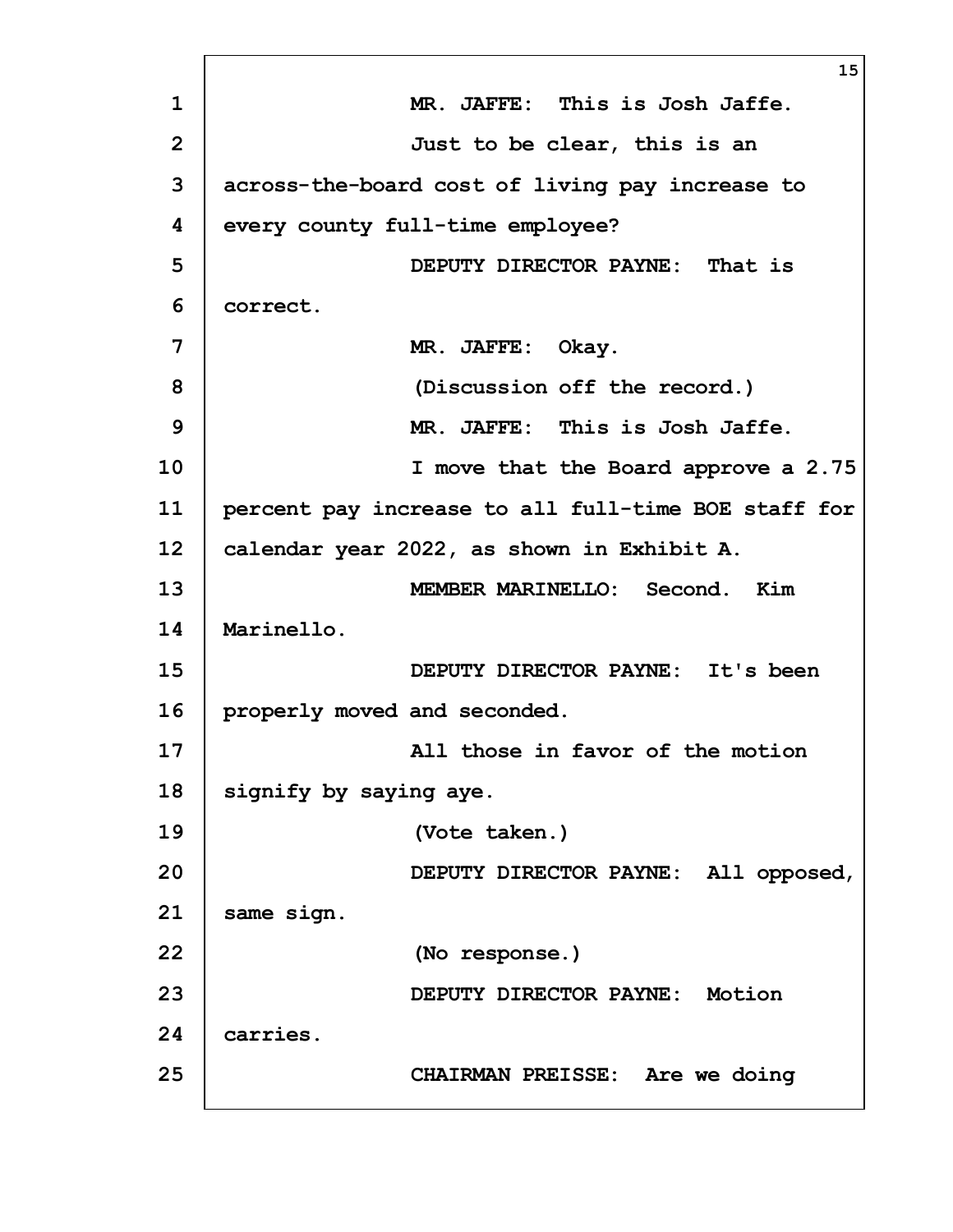MR. JAFFE: This is Josh Jaffe.

Just to be clear, this is an across-the-board cost of living pay increase to every county full-time employee?

DEPUTY DIRECTOR PAYNE: That is correct.

MR. JAFFE: Okay.

(Discussion off the record.)

MR. JAFFE: This is Josh Jaffe.

I move that the Board approve a 2.75 percent pay increase to all full-time BOE staff for calendar year 2022, as shown in Exhibit A.

MEMBER MARINELLO: Second. Kim Marinello.

DEPUTY DIRECTOR PAYNE: It's been properly moved and seconded.

All those in favor of the motion signify by saying aye.

(Vote taken.)

DEPUTY DIRECTOR PAYNE: All opposed, same sign.

(No response.)

DEPUTY DIRECTOR PAYNE: Motion carries.

CHAIRMAN PREISSE: Are we doing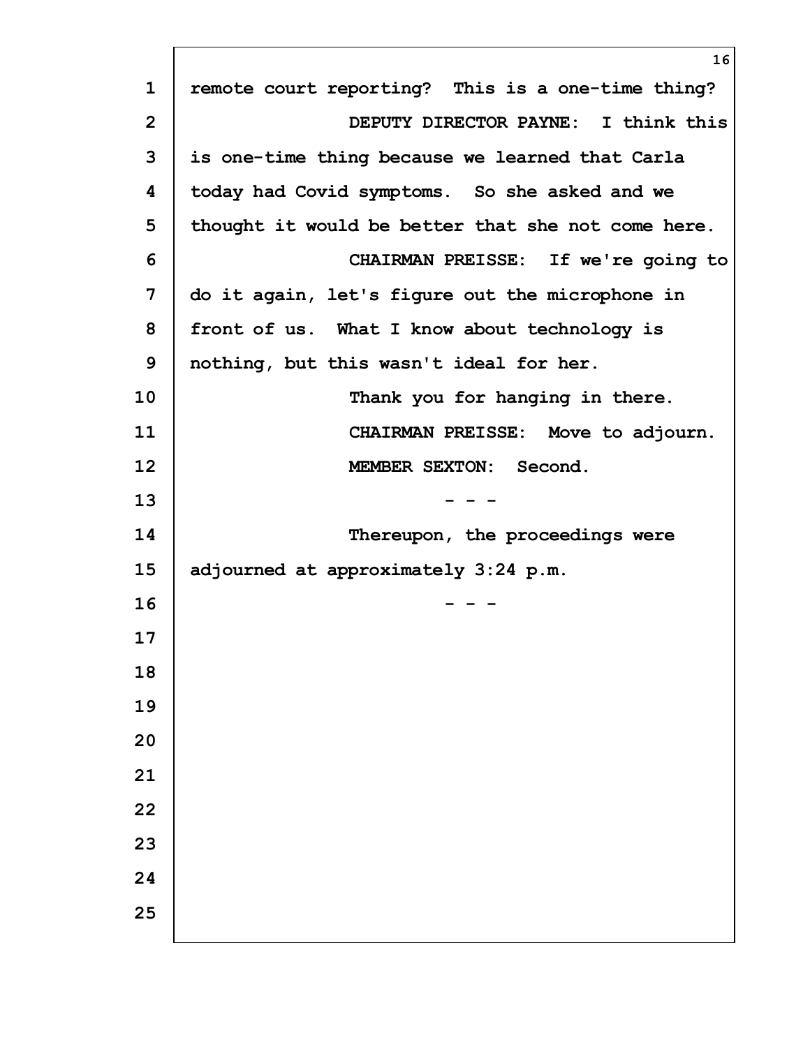remote court reporting? This is a one-time thing?

DEPUTY DIRECTOR PAYNE: I think this is one-time thing because we learned that Carla today had Covid symptoms. So she asked and we thought it would be better that she not come here.

CHAIRMAN PREISSE: If we're going to do it again, let's figure out the microphone in front of us. What I know about technology is nothing, but this wasn't ideal for her.

Thank you for hanging in there.

CHAIRMAN PREISSE: Move to adjourn.

MEMBER SEXTON: Second.

- - -

Thereupon, the proceedings were adjourned at approximately 3:24 p.m.

- - -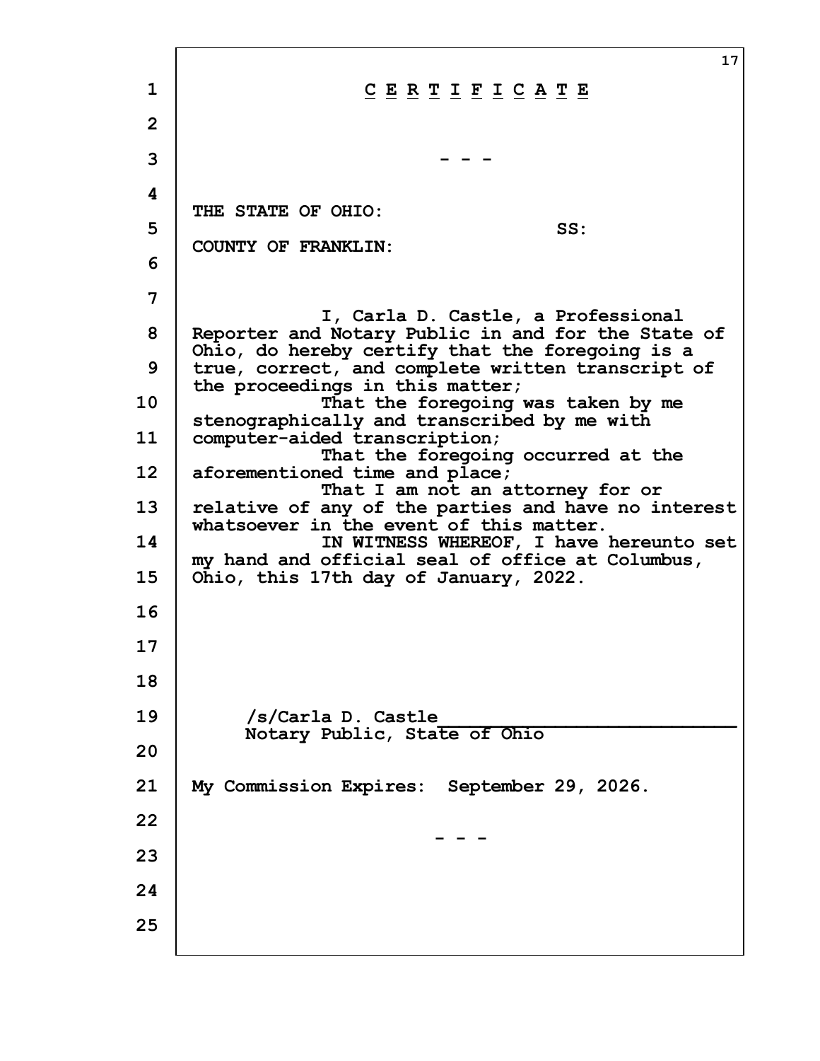# CERTIFICATE

- - -

THE STATE OF OHIO:
SS:
COUNTY OF FRANKLIN:

I, Carla D. Castle, a Professional Reporter and Notary Public in and for the State of Ohio, do hereby certify that the foregoing is a true, correct, and complete written transcript of the proceedings in this matter;

That the foregoing was taken by me stenographically and transcribed by me with computer-aided transcription;

That the foregoing occurred at the aforementioned time and place;

That I am not an attorney for or relative of any of the parties and have no interest whatsoever in the event of this matter.

IN WITNESS WHEREOF, I have hereunto set my hand and official seal of office at Columbus, Ohio, this 17th day of January, 2022.

/s/Carla D. Castle
Notary Public, State of Ohio

My Commission Expires: September 29, 2026.

- - -